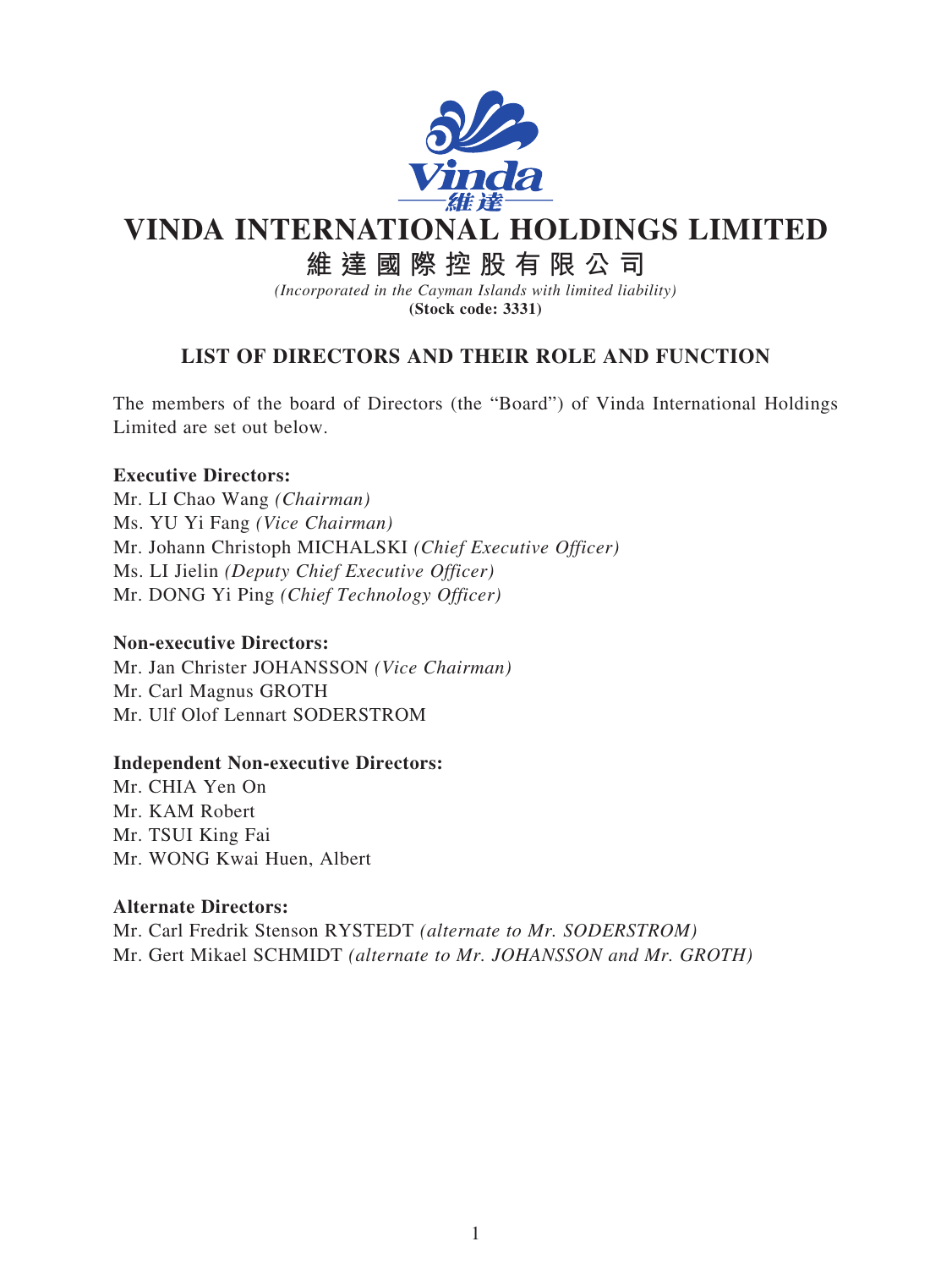# VINDA INTERNATIONAL HOLDINGS LIMITED

## 維達國際控股有限公司

*(Incorporated in the Cayman Islands with limited liability)*

**(Stock code: 3331)**

## LIST OF DIRECTORS AND THEIR ROLE AND FUNCTION

The members of the board of Directors (the "Board") of Vinda International Holdings Limited are set out below.

**Executive Directors:**

Mr. LI Chao Wang *(Chairman)*
Ms. YU Yi Fang *(Vice Chairman)*
Mr. Johann Christoph MICHALSKI *(Chief Executive Officer)*
Ms. LI Jielin *(Deputy Chief Executive Officer)*
Mr. DONG Yi Ping *(Chief Technology Officer)*

**Non-executive Directors:**

Mr. Jan Christer JOHANSSON *(Vice Chairman)*
Mr. Carl Magnus GROTH
Mr. Ulf Olof Lennart SODERSTROM

**Independent Non-executive Directors:**

Mr. CHIA Yen On
Mr. KAM Robert
Mr. TSUI King Fai
Mr. WONG Kwai Huen, Albert

**Alternate Directors:**

Mr. Carl Fredrik Stenson RYSTEDT *(alternate to Mr. SODERSTROM)*
Mr. Gert Mikael SCHMIDT *(alternate to Mr. JOHANSSON and Mr. GROTH)*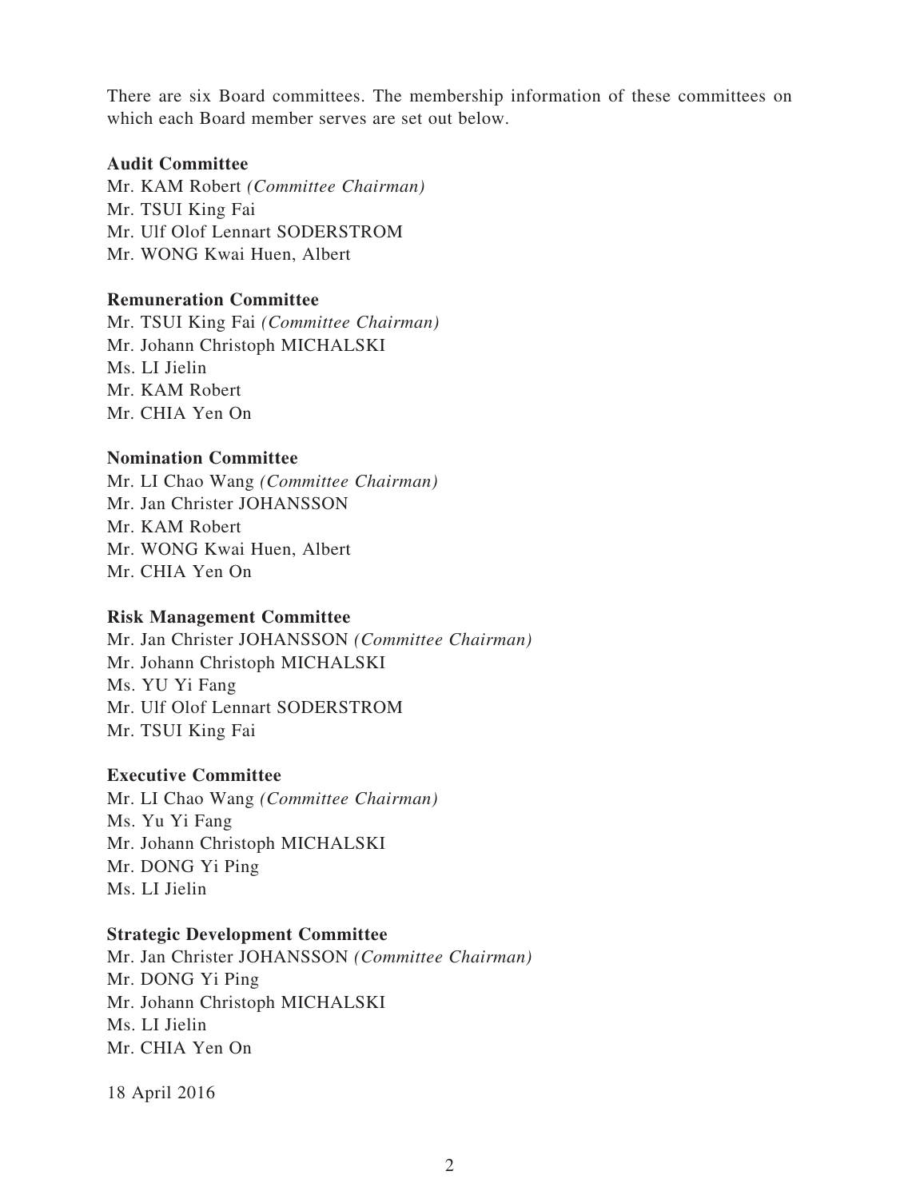There are six Board committees. The membership information of these committees on which each Board member serves are set out below.

**Audit Committee**

Mr. KAM Robert *(Committee Chairman)*
Mr. TSUI King Fai
Mr. Ulf Olof Lennart SODERSTROM
Mr. WONG Kwai Huen, Albert

**Remuneration Committee**

Mr. TSUI King Fai *(Committee Chairman)*
Mr. Johann Christoph MICHALSKI
Ms. LI Jielin
Mr. KAM Robert
Mr. CHIA Yen On

**Nomination Committee**

Mr. LI Chao Wang *(Committee Chairman)*
Mr. Jan Christer JOHANSSON
Mr. KAM Robert
Mr. WONG Kwai Huen, Albert
Mr. CHIA Yen On

**Risk Management Committee**

Mr. Jan Christer JOHANSSON *(Committee Chairman)*
Mr. Johann Christoph MICHALSKI
Ms. YU Yi Fang
Mr. Ulf Olof Lennart SODERSTROM
Mr. TSUI King Fai

**Executive Committee**

Mr. LI Chao Wang *(Committee Chairman)*
Ms. Yu Yi Fang
Mr. Johann Christoph MICHALSKI
Mr. DONG Yi Ping
Ms. LI Jielin

**Strategic Development Committee**

Mr. Jan Christer JOHANSSON *(Committee Chairman)*
Mr. DONG Yi Ping
Mr. Johann Christoph MICHALSKI
Ms. LI Jielin
Mr. CHIA Yen On

18 April 2016